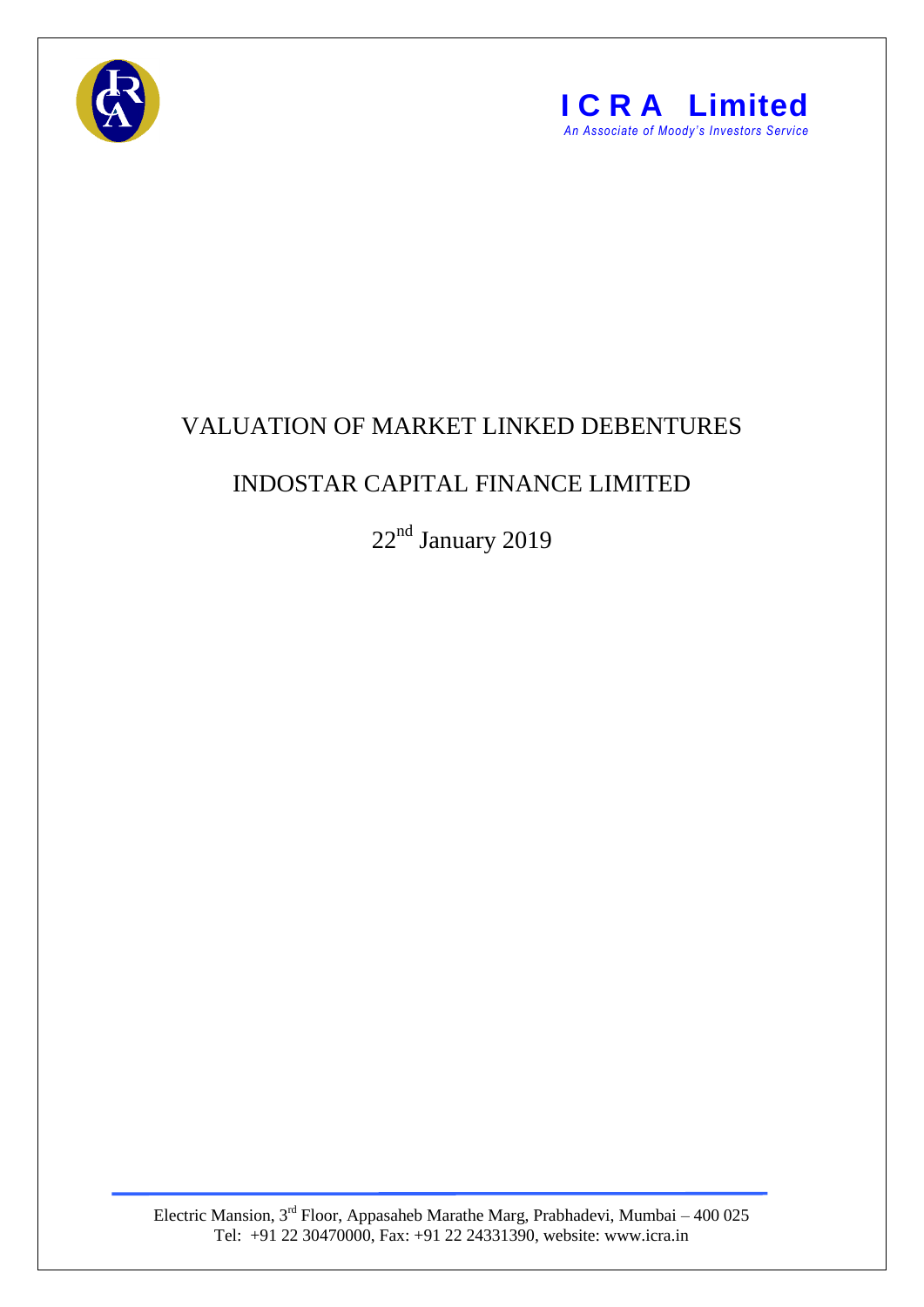**I C R A Limited**
*An Associate of Moody's Investors Service*

# VALUATION OF MARKET LINKED DEBENTURES

## INDOSTAR CAPITAL FINANCE LIMITED

22nd January 2019

Electric Mansion, 3rd Floor, Appasaheb Marathe Marg, Prabhadevi, Mumbai – 400 025
Tel: +91 22 30470000, Fax: +91 22 24331390, website: www.icra.in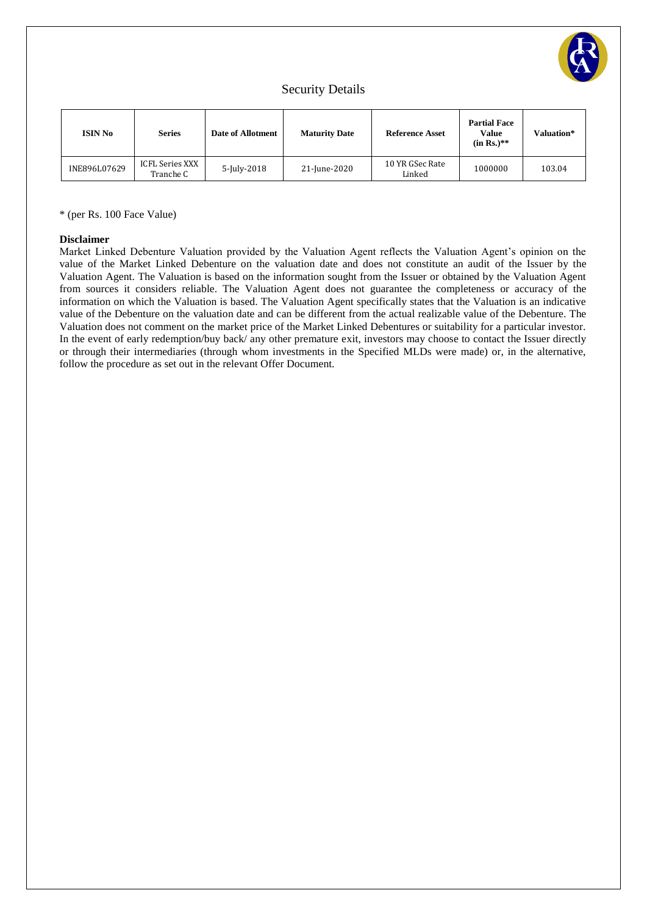## Security Details

| ISIN No | Series | Date of Allotment | Maturity Date | Reference Asset | Partial Face Value (in Rs.)** | Valuation* |
|---|---|---|---|---|---|---|
| INE896L07629 | ICFL Series XXX Tranche C | 5-July-2018 | 21-June-2020 | 10 YR GSec Rate Linked | 1000000 | 103.04 |

* (per Rs. 100 Face Value)

**Disclaimer**

Market Linked Debenture Valuation provided by the Valuation Agent reflects the Valuation Agent's opinion on the value of the Market Linked Debenture on the valuation date and does not constitute an audit of the Issuer by the Valuation Agent. The Valuation is based on the information sought from the Issuer or obtained by the Valuation Agent from sources it considers reliable. The Valuation Agent does not guarantee the completeness or accuracy of the information on which the Valuation is based. The Valuation Agent specifically states that the Valuation is an indicative value of the Debenture on the valuation date and can be different from the actual realizable value of the Debenture. The Valuation does not comment on the market price of the Market Linked Debentures or suitability for a particular investor. In the event of early redemption/buy back/ any other premature exit, investors may choose to contact the Issuer directly or through their intermediaries (through whom investments in the Specified MLDs were made) or, in the alternative, follow the procedure as set out in the relevant Offer Document.